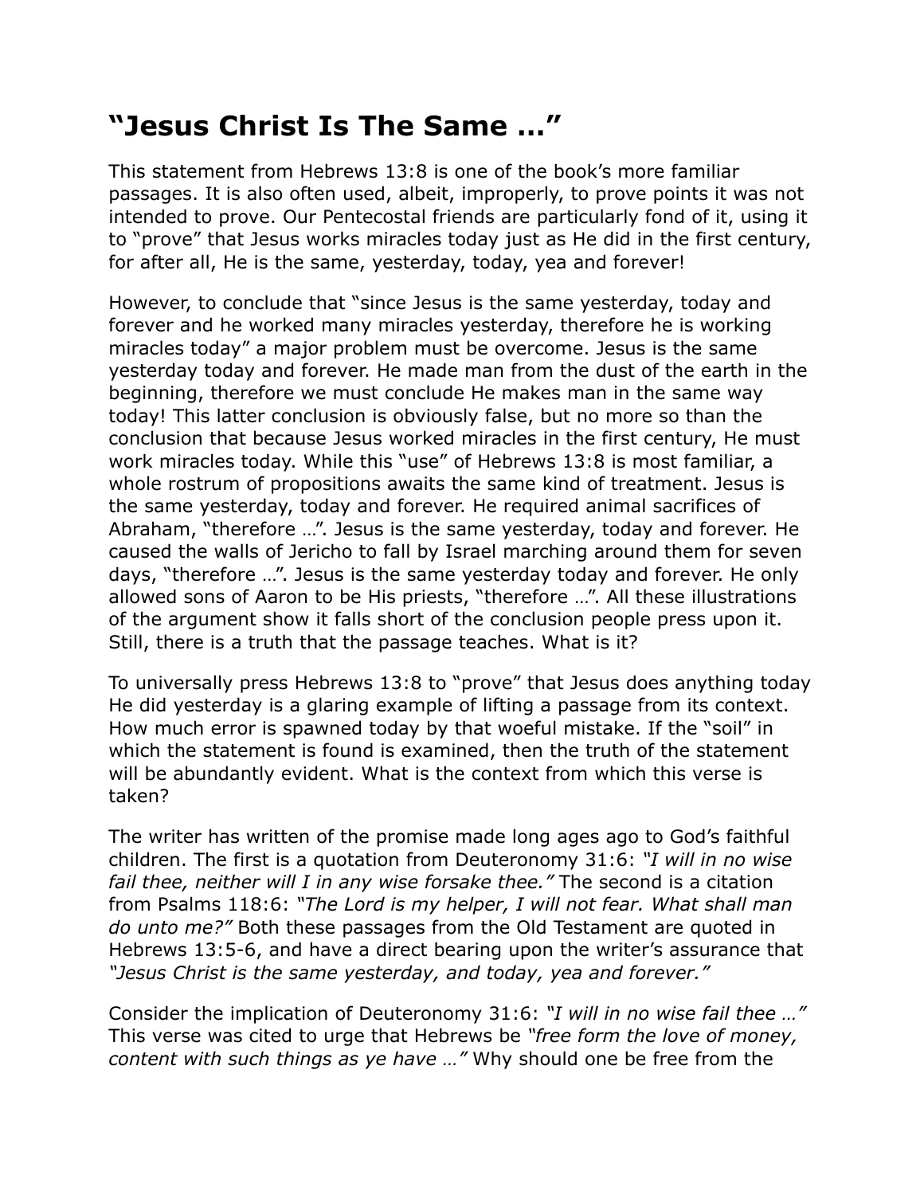# "Jesus Christ Is The Same …"

This statement from Hebrews 13:8 is one of the book's more familiar passages. It is also often used, albeit, improperly, to prove points it was not intended to prove. Our Pentecostal friends are particularly fond of it, using it to "prove" that Jesus works miracles today just as He did in the first century, for after all, He is the same, yesterday, today, yea and forever!

However, to conclude that "since Jesus is the same yesterday, today and forever and he worked many miracles yesterday, therefore he is working miracles today" a major problem must be overcome. Jesus is the same yesterday today and forever. He made man from the dust of the earth in the beginning, therefore we must conclude He makes man in the same way today! This latter conclusion is obviously false, but no more so than the conclusion that because Jesus worked miracles in the first century, He must work miracles today. While this "use" of Hebrews 13:8 is most familiar, a whole rostrum of propositions awaits the same kind of treatment. Jesus is the same yesterday, today and forever. He required animal sacrifices of Abraham, "therefore …". Jesus is the same yesterday, today and forever. He caused the walls of Jericho to fall by Israel marching around them for seven days, "therefore …". Jesus is the same yesterday today and forever. He only allowed sons of Aaron to be His priests, "therefore …". All these illustrations of the argument show it falls short of the conclusion people press upon it. Still, there is a truth that the passage teaches. What is it?

To universally press Hebrews 13:8 to "prove" that Jesus does anything today He did yesterday is a glaring example of lifting a passage from its context. How much error is spawned today by that woeful mistake. If the "soil" in which the statement is found is examined, then the truth of the statement will be abundantly evident. What is the context from which this verse is taken?

The writer has written of the promise made long ages ago to God's faithful children. The first is a quotation from Deuteronomy 31:6: *"I will in no wise fail thee, neither will I in any wise forsake thee."* The second is a citation from Psalms 118:6: *"The Lord is my helper, I will not fear. What shall man do unto me?"* Both these passages from the Old Testament are quoted in Hebrews 13:5-6, and have a direct bearing upon the writer's assurance that *"Jesus Christ is the same yesterday, and today, yea and forever."*

Consider the implication of Deuteronomy 31:6: *"I will in no wise fail thee …"* This verse was cited to urge that Hebrews be *"free form the love of money, content with such things as ye have …"* Why should one be free from the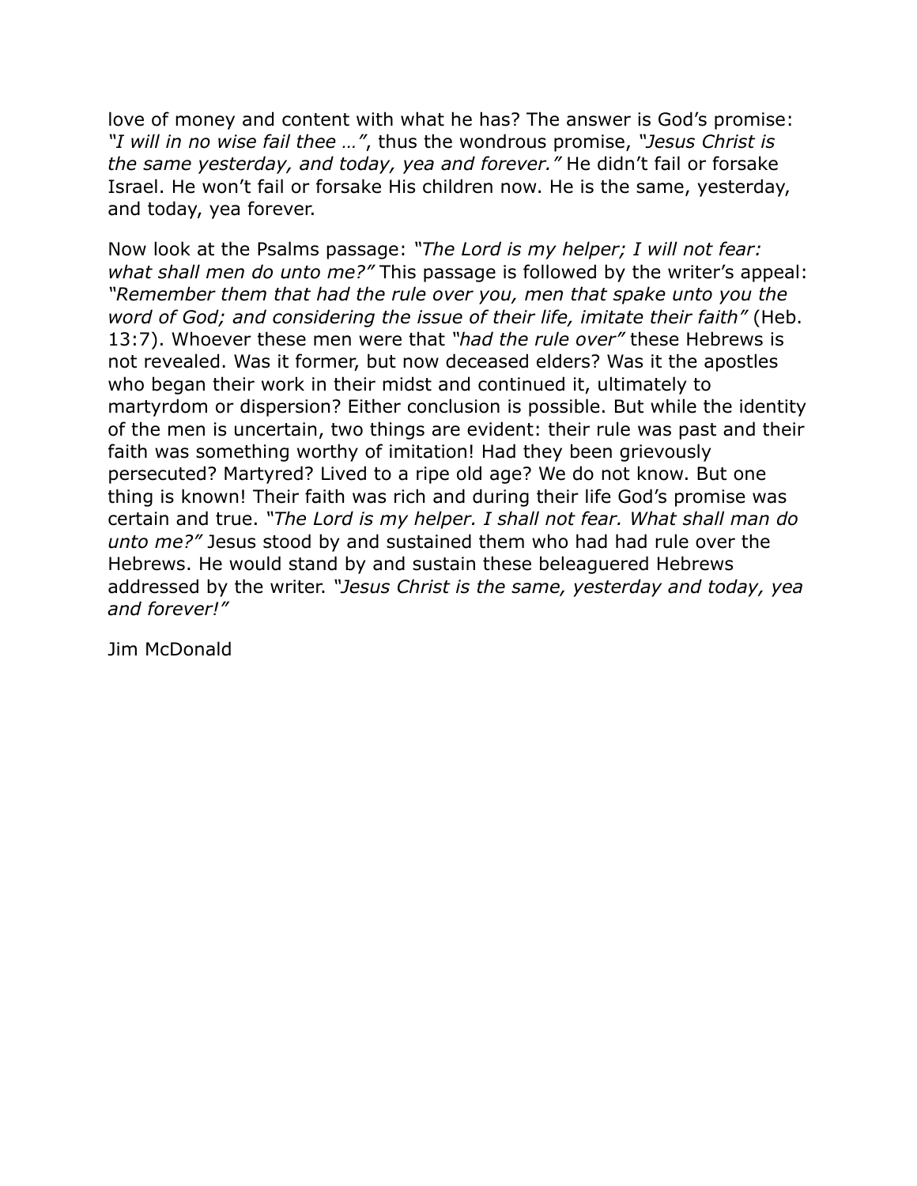love of money and content with what he has? The answer is God's promise: *"I will in no wise fail thee …"*, thus the wondrous promise, *"Jesus Christ is the same yesterday, and today, yea and forever."* He didn't fail or forsake Israel. He won't fail or forsake His children now. He is the same, yesterday, and today, yea forever.

Now look at the Psalms passage: *"The Lord is my helper; I will not fear: what shall men do unto me?"* This passage is followed by the writer's appeal: *"Remember them that had the rule over you, men that spake unto you the word of God; and considering the issue of their life, imitate their faith"* (Heb. 13:7). Whoever these men were that *"had the rule over"* these Hebrews is not revealed. Was it former, but now deceased elders? Was it the apostles who began their work in their midst and continued it, ultimately to martyrdom or dispersion? Either conclusion is possible. But while the identity of the men is uncertain, two things are evident: their rule was past and their faith was something worthy of imitation! Had they been grievously persecuted? Martyred? Lived to a ripe old age? We do not know. But one thing is known! Their faith was rich and during their life God's promise was certain and true. *"The Lord is my helper. I shall not fear. What shall man do unto me?"* Jesus stood by and sustained them who had had rule over the Hebrews. He would stand by and sustain these beleaguered Hebrews addressed by the writer. *"Jesus Christ is the same, yesterday and today, yea and forever!"*

Jim McDonald